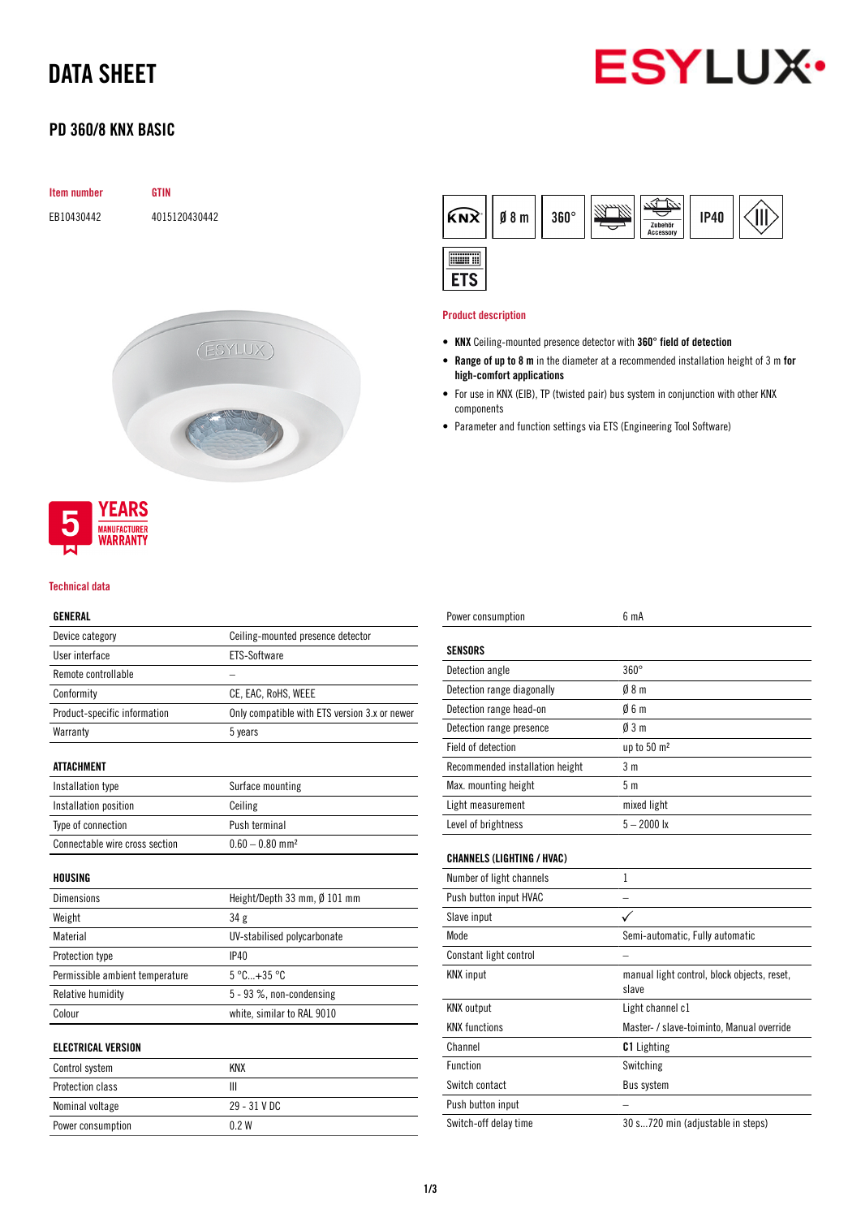# DATA SHEET

## PD 360/8 KNX BASIC

| Item number | GTIN |
|---|---|
| EB10430442 | 4015120430442 |

KNX | Ø 8 m | 360° | Zubehör Accessory | IP40 | ETS

### Product description

- **KNX** Ceiling-mounted presence detector with **360° field of detection**
- **Range of up to 8 m** in the diameter at a recommended installation height of 3 m **for high-comfort applications**
- For use in KNX (EIB), TP (twisted pair) bus system in conjunction with other KNX components
- Parameter and function settings via ETS (Engineering Tool Software)

5 YEARS MANUFACTURER WARRANTY

### Technical data

| GENERAL | |
|---|---|
| Device category | Ceiling-mounted presence detector |
| User interface | ETS-Software |
| Remote controllable | – |
| Conformity | CE, EAC, RoHS, WEEE |
| Product-specific information | Only compatible with ETS version 3.x or newer |
| Warranty | 5 years |

| ATTACHMENT | |
|---|---|
| Installation type | Surface mounting |
| Installation position | Ceiling |
| Type of connection | Push terminal |
| Connectable wire cross section | 0.60 – 0.80 mm² |

| HOUSING | |
|---|---|
| Dimensions | Height/Depth 33 mm, Ø 101 mm |
| Weight | 34 g |
| Material | UV-stabilised polycarbonate |
| Protection type | IP40 |
| Permissible ambient temperature | 5 °C...+35 °C |
| Relative humidity | 5 - 93 %, non-condensing |
| Colour | white, similar to RAL 9010 |

| ELECTRICAL VERSION | |
|---|---|
| Control system | KNX |
| Protection class | III |
| Nominal voltage | 29 - 31 V DC |
| Power consumption | 0.2 W |
| Power consumption | 6 mA |

| SENSORS | |
|---|---|
| Detection angle | 360° |
| Detection range diagonally | Ø 8 m |
| Detection range head-on | Ø 6 m |
| Detection range presence | Ø 3 m |
| Field of detection | up to 50 m² |
| Recommended installation height | 3 m |
| Max. mounting height | 5 m |
| Light measurement | mixed light |
| Level of brightness | 5 – 2000 lx |

| CHANNELS (LIGHTING / HVAC) | |
|---|---|
| Number of light channels | 1 |
| Push button input HVAC | – |
| Slave input | ✓ |
| Mode | Semi-automatic, Fully automatic |
| Constant light control | – |
| KNX input | manual light control, block objects, reset, slave |
| KNX output | Light channel c1 |
| KNX functions | Master- / slave-toiminto, Manual override |
| Channel | **C1** Lighting |
| Function | Switching |
| Switch contact | Bus system |
| Push button input | – |
| Switch-off delay time | 30 s...720 min (adjustable in steps) |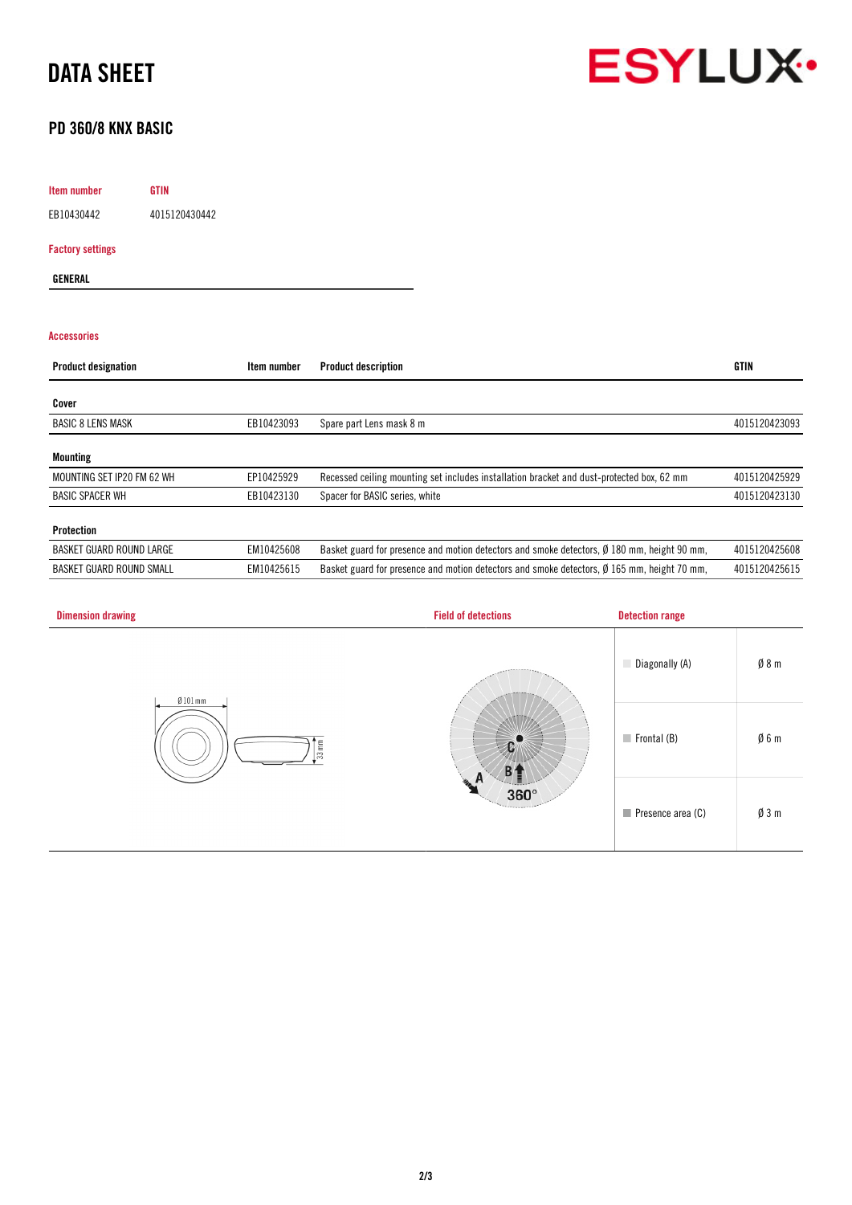# DATA SHEET

## PD 360/8 KNX BASIC

| Item number | GTIN |
|---|---|
| EB10430442 | 4015120430442 |

### Factory settings

**GENERAL**

### Accessories

| Product designation | Item number | Product description | GTIN |
|---|---|---|---|
| **Cover** | | | |
| BASIC 8 LENS MASK | EB10423093 | Spare part Lens mask 8 m | 4015120423093 |
| **Mounting** | | | |
| MOUNTING SET IP20 FM 62 WH | EP10425929 | Recessed ceiling mounting set includes installation bracket and dust-protected box, 62 mm | 4015120425929 |
| BASIC SPACER WH | EB10423130 | Spacer for BASIC series, white | 4015120423130 |
| **Protection** | | | |
| BASKET GUARD ROUND LARGE | EM10425608 | Basket guard for presence and motion detectors and smoke detectors, Ø 180 mm, height 90 mm, | 4015120425608 |
| BASKET GUARD ROUND SMALL | EM10425615 | Basket guard for presence and motion detectors and smoke detectors, Ø 165 mm, height 70 mm, | 4015120425615 |

### Dimension drawing

Ø 101 mm

33 mm

### Field of detections

A B C 360°

### Detection range

| | |
|---|---|
| Diagonally (A) | Ø 8 m |
| Frontal (B) | Ø 6 m |
| Presence area (C) | Ø 3 m |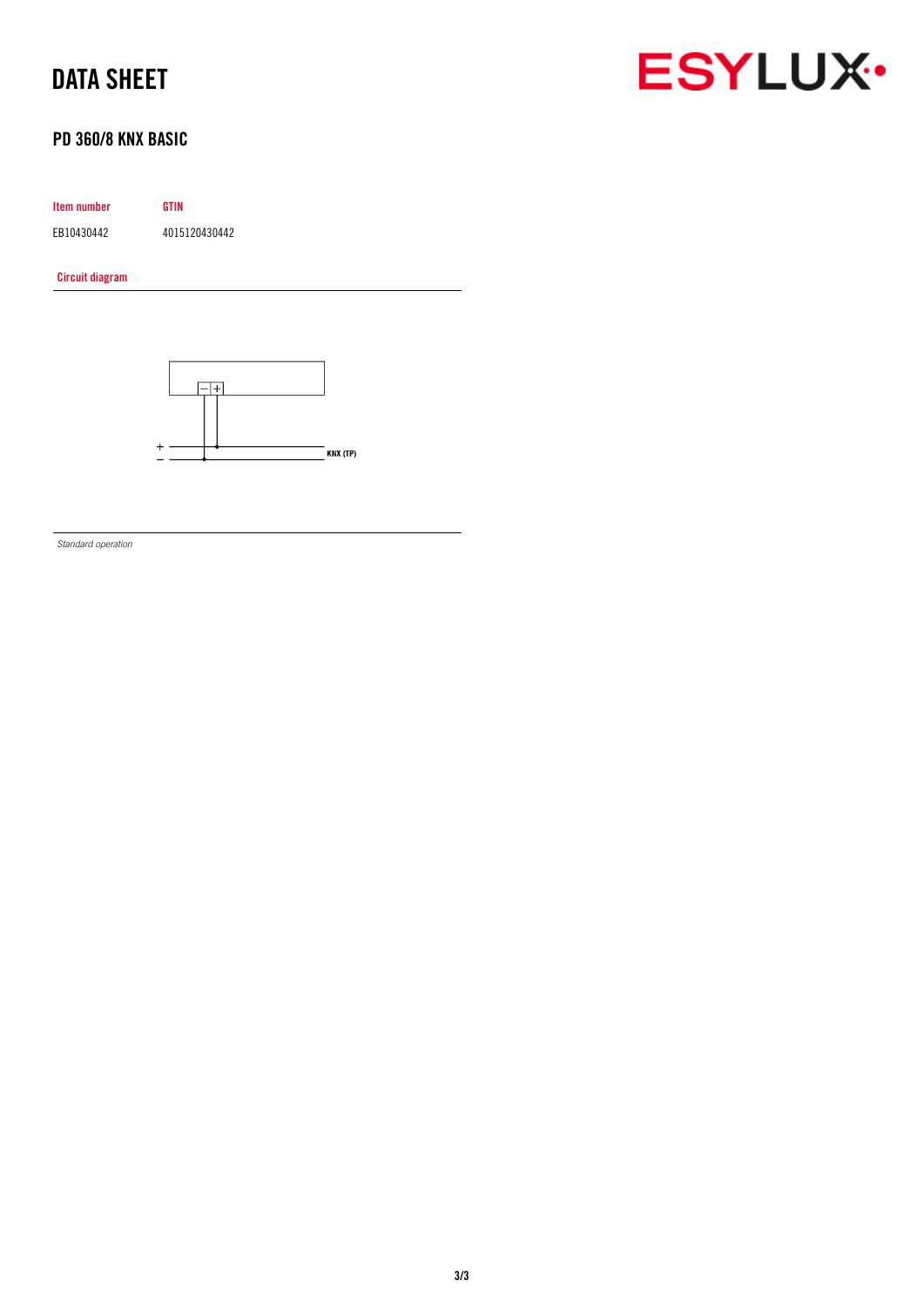# DATA SHEET

## PD 360/8 KNX BASIC

| Item number | GTIN |
| --- | --- |
| EB10430442 | 4015120430442 |

### Circuit diagram

–
+
+
–
KNX (TP)

*Standard operation*